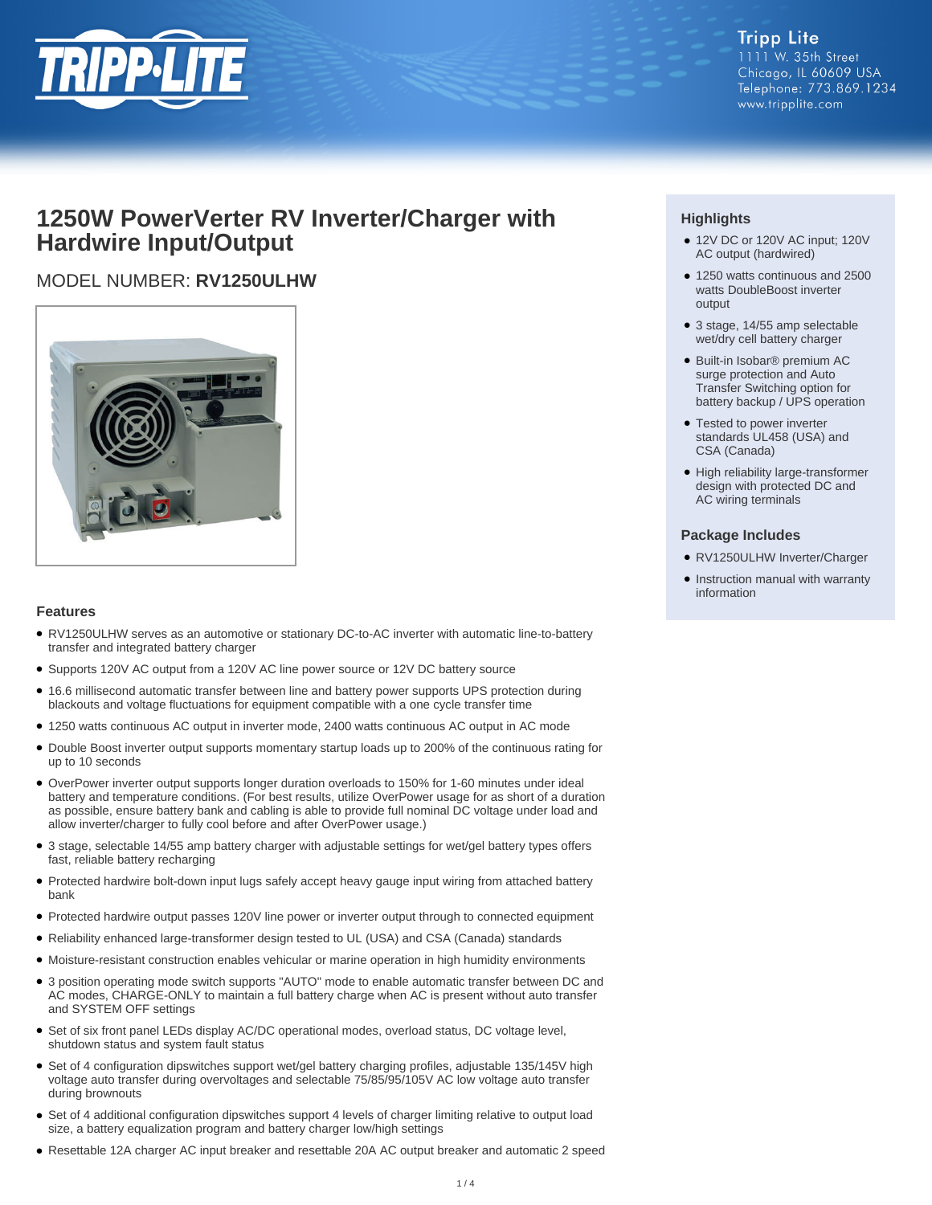Tripp Lite
1111 W. 35th Street
Chicago, IL 60609 USA
Telephone: 773.869.1234
www.tripplite.com

# 1250W PowerVerter RV Inverter/Charger with Hardwire Input/Output

## MODEL NUMBER: **RV1250ULHW**

### Highlights

- 12V DC or 120V AC input; 120V AC output (hardwired)
- 1250 watts continuous and 2500 watts DoubleBoost inverter output
- 3 stage, 14/55 amp selectable wet/dry cell battery charger
- Built-in Isobar® premium AC surge protection and Auto Transfer Switching option for battery backup / UPS operation
- Tested to power inverter standards UL458 (USA) and CSA (Canada)
- High reliability large-transformer design with protected DC and AC wiring terminals

### Package Includes

- RV1250ULHW Inverter/Charger
- Instruction manual with warranty information

### Features

- RV1250ULHW serves as an automotive or stationary DC-to-AC inverter with automatic line-to-battery transfer and integrated battery charger
- Supports 120V AC output from a 120V AC line power source or 12V DC battery source
- 16.6 millisecond automatic transfer between line and battery power supports UPS protection during blackouts and voltage fluctuations for equipment compatible with a one cycle transfer time
- 1250 watts continuous AC output in inverter mode, 2400 watts continuous AC output in AC mode
- Double Boost inverter output supports momentary startup loads up to 200% of the continuous rating for up to 10 seconds
- OverPower inverter output supports longer duration overloads to 150% for 1-60 minutes under ideal battery and temperature conditions. (For best results, utilize OverPower usage for as short of a duration as possible, ensure battery bank and cabling is able to provide full nominal DC voltage under load and allow inverter/charger to fully cool before and after OverPower usage.)
- 3 stage, selectable 14/55 amp battery charger with adjustable settings for wet/gel battery types offers fast, reliable battery recharging
- Protected hardwire bolt-down input lugs safely accept heavy gauge input wiring from attached battery bank
- Protected hardwire output passes 120V line power or inverter output through to connected equipment
- Reliability enhanced large-transformer design tested to UL (USA) and CSA (Canada) standards
- Moisture-resistant construction enables vehicular or marine operation in high humidity environments
- 3 position operating mode switch supports "AUTO" mode to enable automatic transfer between DC and AC modes, CHARGE-ONLY to maintain a full battery charge when AC is present without auto transfer and SYSTEM OFF settings
- Set of six front panel LEDs display AC/DC operational modes, overload status, DC voltage level, shutdown status and system fault status
- Set of 4 configuration dipswitches support wet/gel battery charging profiles, adjustable 135/145V high voltage auto transfer during overvoltages and selectable 75/85/95/105V AC low voltage auto transfer during brownouts
- Set of 4 additional configuration dipswitches support 4 levels of charger limiting relative to output load size, a battery equalization program and battery charger low/high settings
- Resettable 12A charger AC input breaker and resettable 20A AC output breaker and automatic 2 speed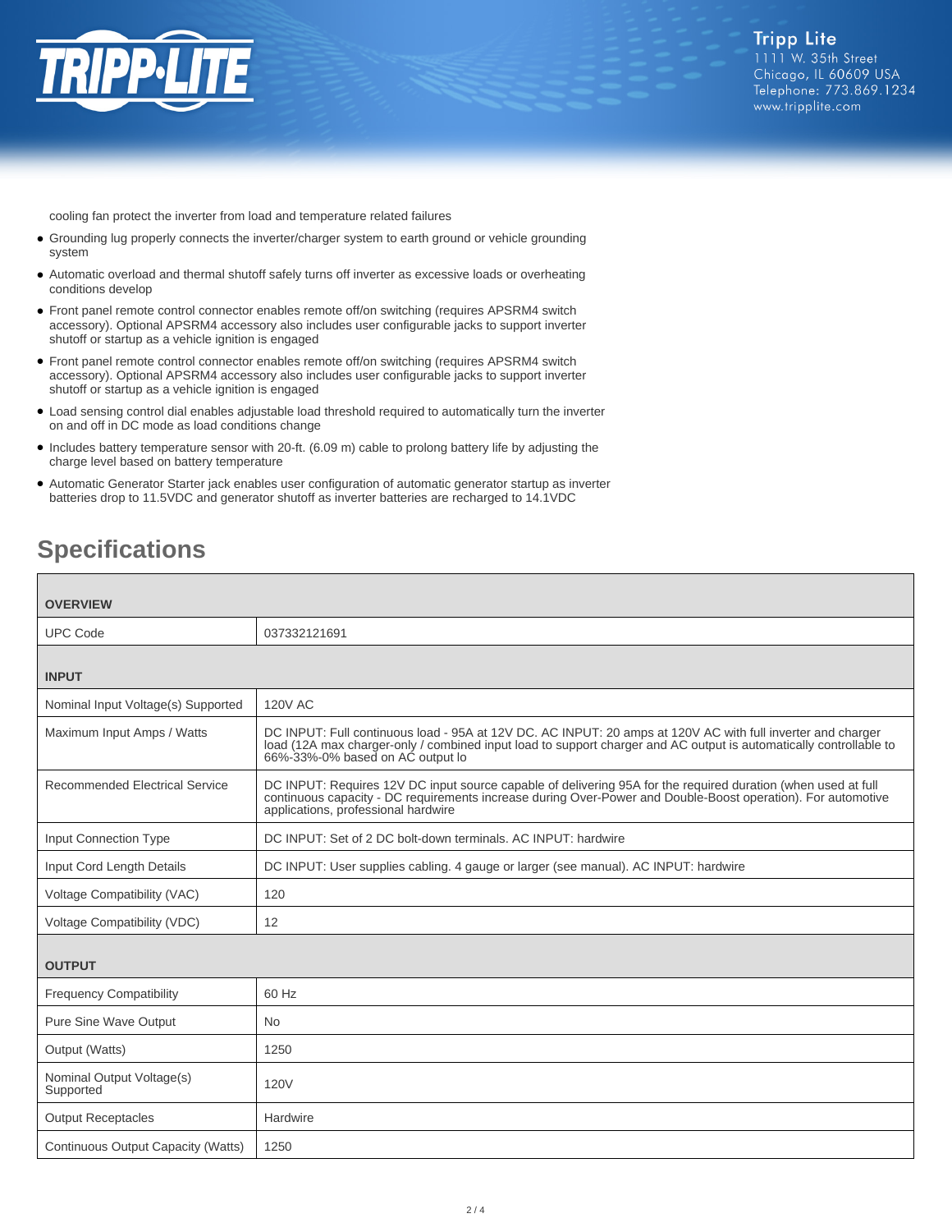cooling fan protect the inverter from load and temperature related failures

- Grounding lug properly connects the inverter/charger system to earth ground or vehicle grounding system
- Automatic overload and thermal shutoff safely turns off inverter as excessive loads or overheating conditions develop
- Front panel remote control connector enables remote off/on switching (requires APSRM4 switch accessory). Optional APSRM4 accessory also includes user configurable jacks to support inverter shutoff or startup as a vehicle ignition is engaged
- Front panel remote control connector enables remote off/on switching (requires APSRM4 switch accessory). Optional APSRM4 accessory also includes user configurable jacks to support inverter shutoff or startup as a vehicle ignition is engaged
- Load sensing control dial enables adjustable load threshold required to automatically turn the inverter on and off in DC mode as load conditions change
- Includes battery temperature sensor with 20-ft. (6.09 m) cable to prolong battery life by adjusting the charge level based on battery temperature
- Automatic Generator Starter jack enables user configuration of automatic generator startup as inverter batteries drop to 11.5VDC and generator shutoff as inverter batteries are recharged to 14.1VDC

## Specifications

| | |
|---|---|
| **OVERVIEW** | |
| UPC Code | 037332121691 |
| **INPUT** | |
| Nominal Input Voltage(s) Supported | 120V AC |
| Maximum Input Amps / Watts | DC INPUT: Full continuous load - 95A at 12V DC. AC INPUT: 20 amps at 120V AC with full inverter and charger load (12A max charger-only / combined input load to support charger and AC output is automatically controllable to 66%-33%-0% based on AC output lo |
| Recommended Electrical Service | DC INPUT: Requires 12V DC input source capable of delivering 95A for the required duration (when used at full continuous capacity - DC requirements increase during Over-Power and Double-Boost operation). For automotive applications, professional hardwire |
| Input Connection Type | DC INPUT: Set of 2 DC bolt-down terminals. AC INPUT: hardwire |
| Input Cord Length Details | DC INPUT: User supplies cabling. 4 gauge or larger (see manual). AC INPUT: hardwire |
| Voltage Compatibility (VAC) | 120 |
| Voltage Compatibility (VDC) | 12 |
| **OUTPUT** | |
| Frequency Compatibility | 60 Hz |
| Pure Sine Wave Output | No |
| Output (Watts) | 1250 |
| Nominal Output Voltage(s) Supported | 120V |
| Output Receptacles | Hardwire |
| Continuous Output Capacity (Watts) | 1250 |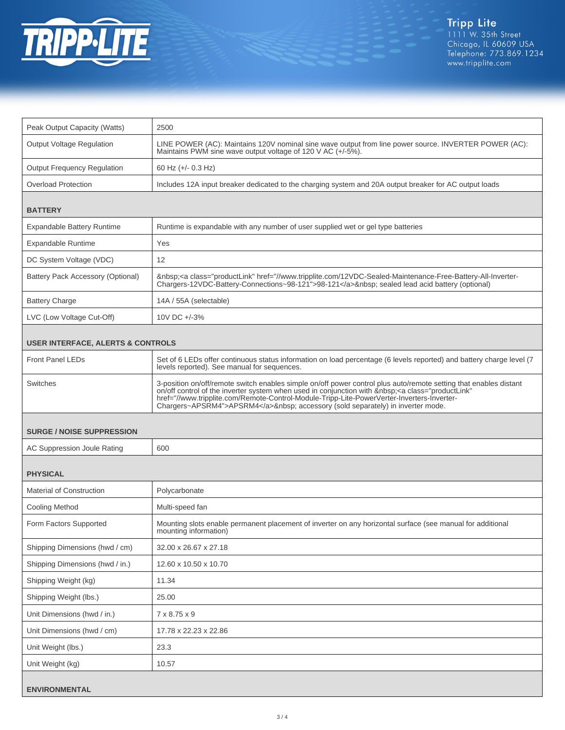| | |
|---|---|
| Peak Output Capacity (Watts) | 2500 |
| Output Voltage Regulation | LINE POWER (AC): Maintains 120V nominal sine wave output from line power source. INVERTER POWER (AC): Maintains PWM sine wave output voltage of 120 V AC (+/-5%). |
| Output Frequency Regulation | 60 Hz (+/- 0.3 Hz) |
| Overload Protection | Includes 12A input breaker dedicated to the charging system and 20A output breaker for AC output loads |
| **BATTERY** | |
| Expandable Battery Runtime | Runtime is expandable with any number of user supplied wet or gel type batteries |
| Expandable Runtime | Yes |
| DC System Voltage (VDC) | 12 |
| Battery Pack Accessory (Optional) | &nbsp;<a class="productLink" href="//www.tripplite.com/12VDC-Sealed-Maintenance-Free-Battery-All-Inverter-Chargers-12VDC-Battery-Connections~98-121">98-121</a>&nbsp; sealed lead acid battery (optional) |
| Battery Charge | 14A / 55A (selectable) |
| LVC (Low Voltage Cut-Off) | 10V DC +/-3% |
| **USER INTERFACE, ALERTS & CONTROLS** | |
| Front Panel LEDs | Set of 6 LEDs offer continuous status information on load percentage (6 levels reported) and battery charge level (7 levels reported). See manual for sequences. |
| Switches | 3-position on/off/remote switch enables simple on/off power control plus auto/remote setting that enables distant on/off control of the inverter system when used in conjunction with &nbsp;<a class="productLink" href="//www.tripplite.com/Remote-Control-Module-Tripp-Lite-PowerVerter-Inverters-Inverter-Chargers~APSRM4">APSRM4</a>&nbsp; accessory (sold separately) in inverter mode. |
| **SURGE / NOISE SUPPRESSION** | |
| AC Suppression Joule Rating | 600 |
| **PHYSICAL** | |
| Material of Construction | Polycarbonate |
| Cooling Method | Multi-speed fan |
| Form Factors Supported | Mounting slots enable permanent placement of inverter on any horizontal surface (see manual for additional mounting information) |
| Shipping Dimensions (hwd / cm) | 32.00 x 26.67 x 27.18 |
| Shipping Dimensions (hwd / in.) | 12.60 x 10.50 x 10.70 |
| Shipping Weight (kg) | 11.34 |
| Shipping Weight (lbs.) | 25.00 |
| Unit Dimensions (hwd / in.) | 7 x 8.75 x 9 |
| Unit Dimensions (hwd / cm) | 17.78 x 22.23 x 22.86 |
| Unit Weight (lbs.) | 23.3 |
| Unit Weight (kg) | 10.57 |
| **ENVIRONMENTAL** | |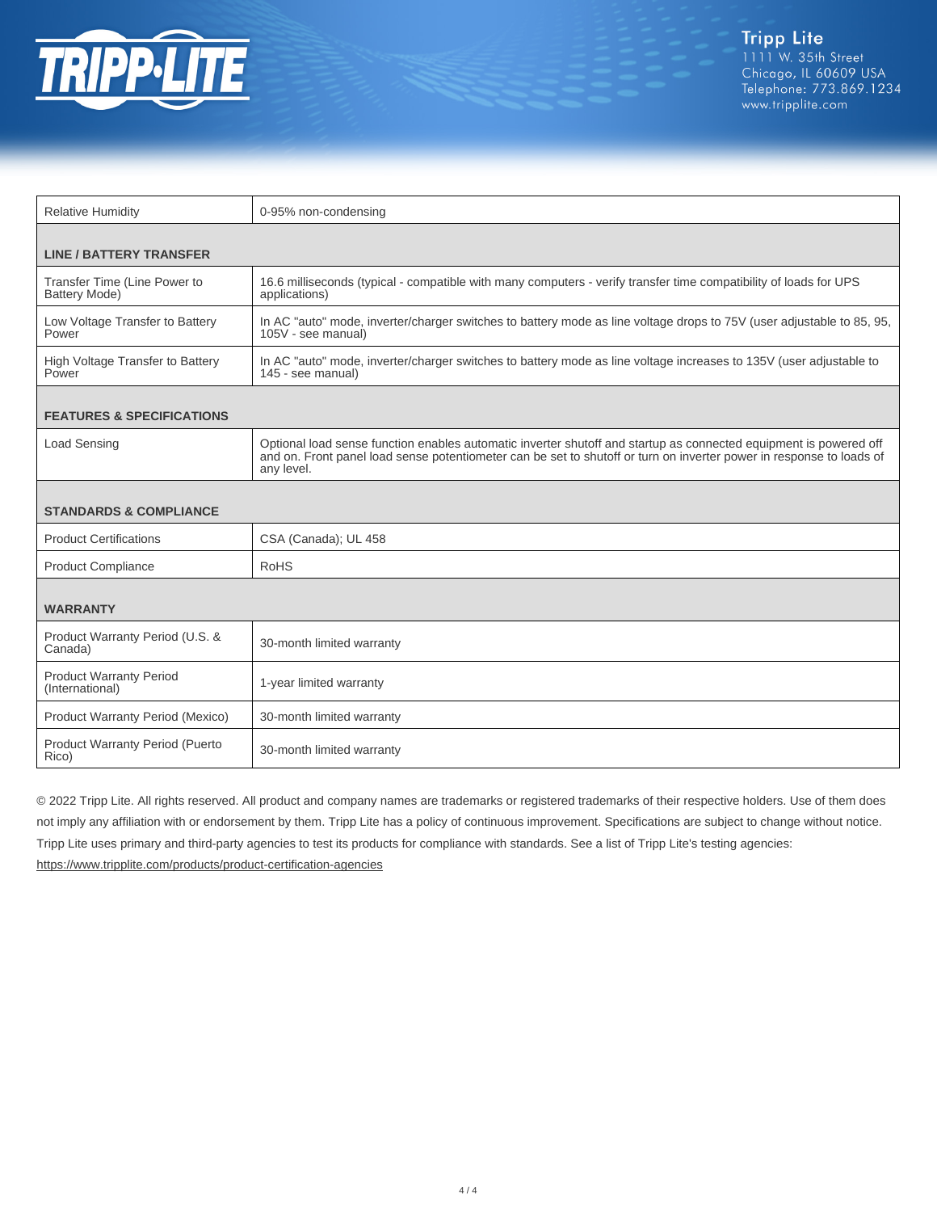| | |
|---|---|
| Relative Humidity | 0-95% non-condensing |
| **LINE / BATTERY TRANSFER** | |
| Transfer Time (Line Power to Battery Mode) | 16.6 milliseconds (typical - compatible with many computers - verify transfer time compatibility of loads for UPS applications) |
| Low Voltage Transfer to Battery Power | In AC "auto" mode, inverter/charger switches to battery mode as line voltage drops to 75V (user adjustable to 85, 95, 105V - see manual) |
| High Voltage Transfer to Battery Power | In AC "auto" mode, inverter/charger switches to battery mode as line voltage increases to 135V (user adjustable to 145 - see manual) |
| **FEATURES & SPECIFICATIONS** | |
| Load Sensing | Optional load sense function enables automatic inverter shutoff and startup as connected equipment is powered off and on. Front panel load sense potentiometer can be set to shutoff or turn on inverter power in response to loads of any level. |
| **STANDARDS & COMPLIANCE** | |
| Product Certifications | CSA (Canada); UL 458 |
| Product Compliance | RoHS |
| **WARRANTY** | |
| Product Warranty Period (U.S. & Canada) | 30-month limited warranty |
| Product Warranty Period (International) | 1-year limited warranty |
| Product Warranty Period (Mexico) | 30-month limited warranty |
| Product Warranty Period (Puerto Rico) | 30-month limited warranty |

© 2022 Tripp Lite. All rights reserved. All product and company names are trademarks or registered trademarks of their respective holders. Use of them does not imply any affiliation with or endorsement by them. Tripp Lite has a policy of continuous improvement. Specifications are subject to change without notice. Tripp Lite uses primary and third-party agencies to test its products for compliance with standards. See a list of Tripp Lite's testing agencies: https://www.tripplite.com/products/product-certification-agencies